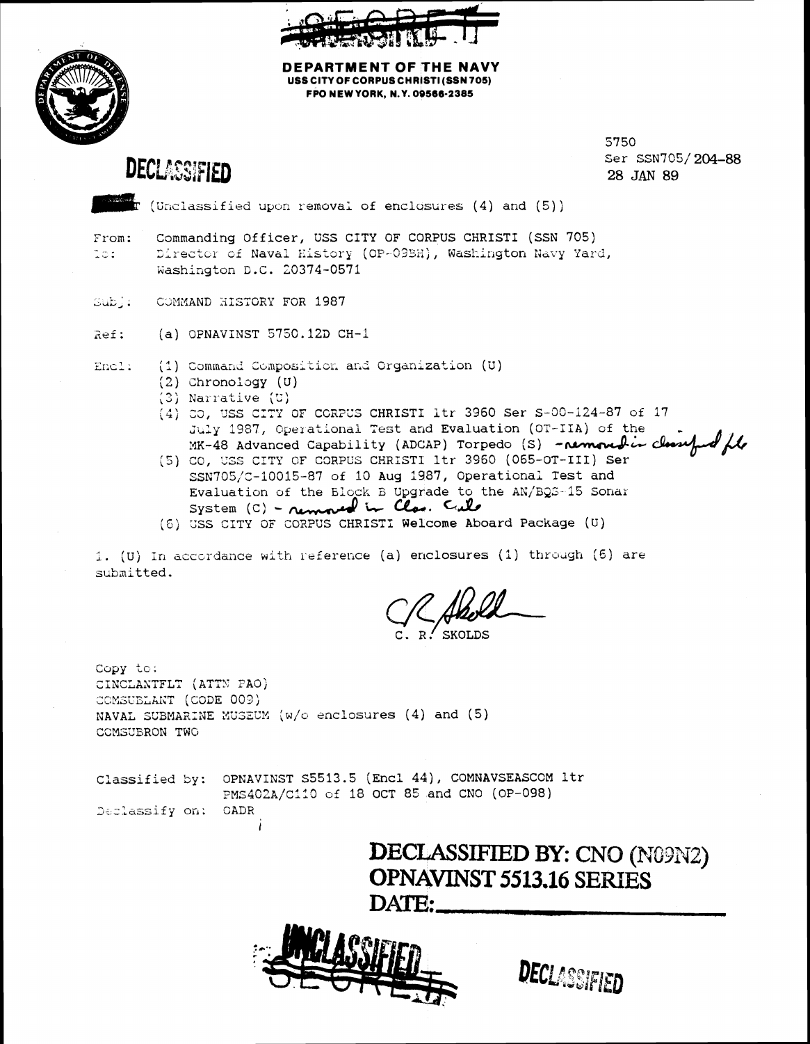~~SECRET~~

**DEPARTMENT OF THE NAVY**
**USS CITY OF CORPUS CHRISTI (SSN 705)**
**FPO NEW YORK, N.Y. 09566-2385**

**DECLASSIFIED**

5750
Ser SSN705/204-88
28 JAN 89

~~SECRET~~ (Unclassified upon removal of enclosures (4) and (5))

From: Commanding Officer, USS CITY OF CORPUS CHRISTI (SSN 705)
To: Director of Naval History (OP-09BH), Washington Navy Yard, Washington D.C. 20374-0571

Subj: COMMAND HISTORY FOR 1987

Ref: (a) OPNAVINST 5750.12D CH-1

Encl: (1) Command Composition and Organization (U)
(2) Chronology (U)
(3) Narrative (U)
(4) CO, USS CITY OF CORPUS CHRISTI ltr 3960 Ser S-00-124-87 of 17 July 1987, Operational Test and Evaluation (OT-IIA) of the MK-48 Advanced Capability (ADCAP) Torpedo (S) - removed in classified file
(5) CO, USS CITY OF CORPUS CHRISTI ltr 3960 (065-OT-III) Ser SSN705/C-10015-87 of 10 Aug 1987, Operational Test and Evaluation of the Block B Upgrade to the AN/BQS-15 Sonar System (C) - removed in Class. file
(6) USS CITY OF CORPUS CHRISTI Welcome Aboard Package (U)

1. (U) In accordance with reference (a) enclosures (1) through (6) are submitted.

C. R. SKOLDS

Copy to:
CINCLANTFLT (ATTN PAO)
COMSUBLANT (CODE 009)
NAVAL SUBMARINE MUSEUM (w/o enclosures (4) and (5)
COMSUBRON TWO

Classified by: OPNAVINST S5513.5 (Encl 44), COMNAVSEASCOM ltr PMS402A/C110 of 18 OCT 85 and CNO (OP-098)
Declassify on: OADR

**DECLASSIFIED BY: CNO (N09N2)**
**OPNAVINST 5513.16 SERIES**
**DATE:\_\_\_\_\_\_\_\_\_\_\_\_\_\_\_\_\_\_\_\_**

**UNCLASSIFIED**
~~SECRET~~

**DECLASSIFIED**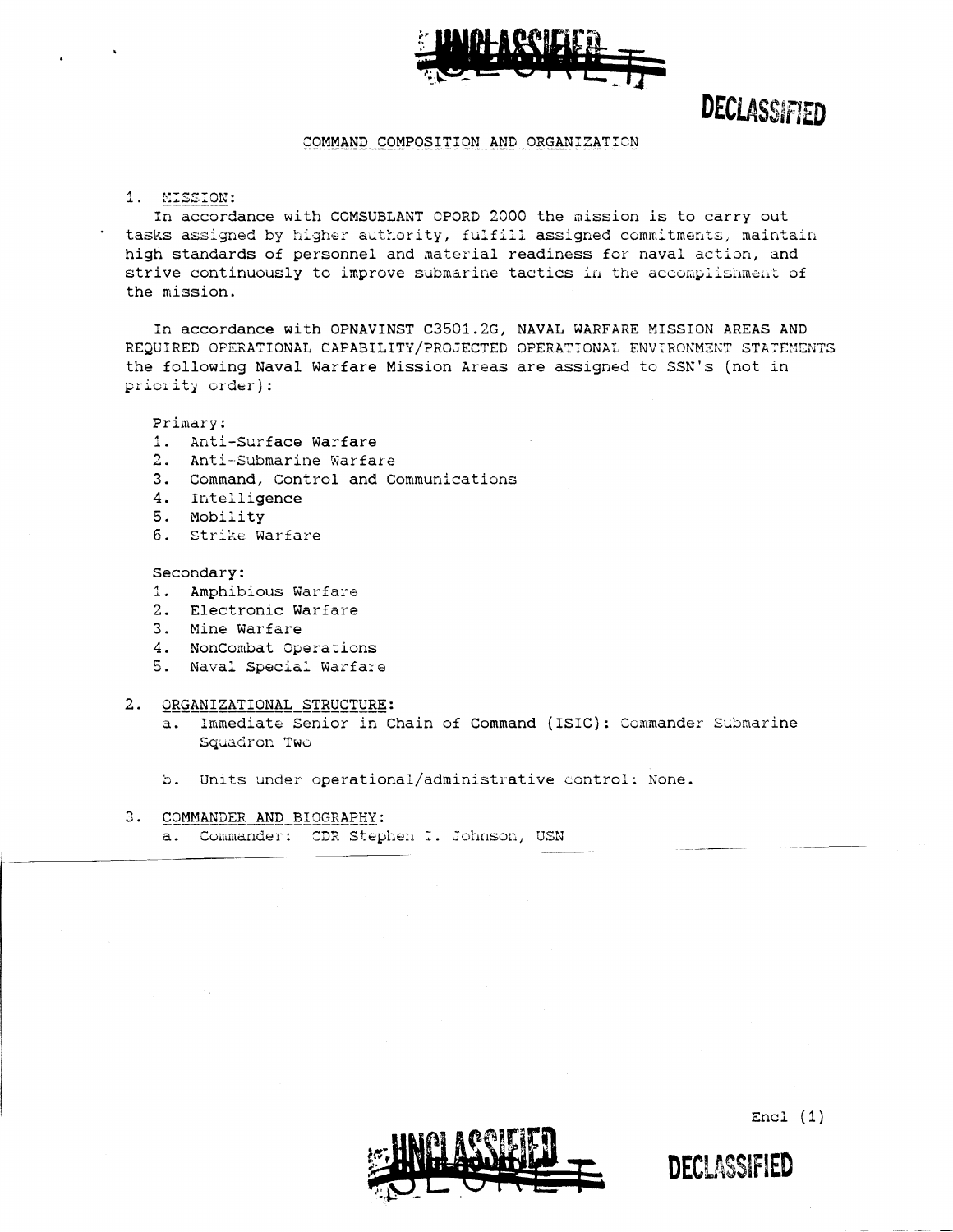UNCLASSIFIED

DECLASSIFIED

## COMMAND COMPOSITION AND ORGANIZATION

1. MISSION:

In accordance with COMSUBLANT OPORD 2000 the mission is to carry out tasks assigned by higher authority, fulfill assigned commitments, maintain high standards of personnel and material readiness for naval action, and strive continuously to improve submarine tactics in the accomplishment of the mission.

In accordance with OPNAVINST C3501.2G, NAVAL WARFARE MISSION AREAS AND REQUIRED OPERATIONAL CAPABILITY/PROJECTED OPERATIONAL ENVIRONMENT STATEMENTS the following Naval Warfare Mission Areas are assigned to SSN's (not in priority order):

Primary:
1. Anti-Surface Warfare
2. Anti-Submarine Warfare
3. Command, Control and Communications
4. Intelligence
5. Mobility
6. Strike Warfare

Secondary:
1. Amphibious Warfare
2. Electronic Warfare
3. Mine Warfare
4. NonCombat Operations
5. Naval Special Warfare

2. ORGANIZATIONAL STRUCTURE:
   a. Immediate Senior in Chain of Command (ISIC): Commander Submarine Squadron Two

   b. Units under operational/administrative control: None.

3. COMMANDER AND BIOGRAPHY:
   a. Commander: CDR Stephen I. Johnson, USN

Encl (1)

UNCLASSIFIED

DECLASSIFIED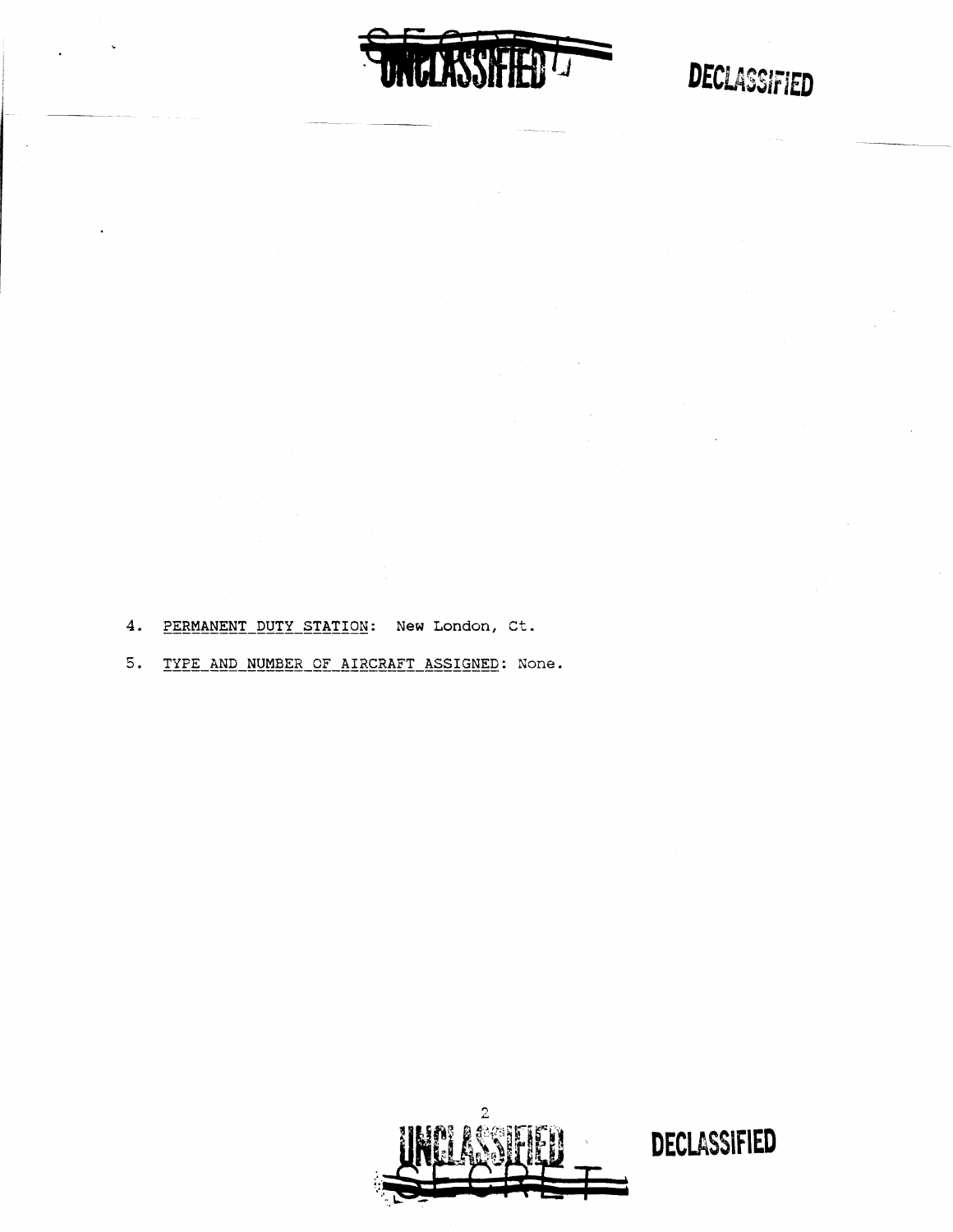4. <u>PERMANENT DUTY STATION</u>: New London, Ct.

5. <u>TYPE AND NUMBER OF AIRCRAFT ASSIGNED</u>: None.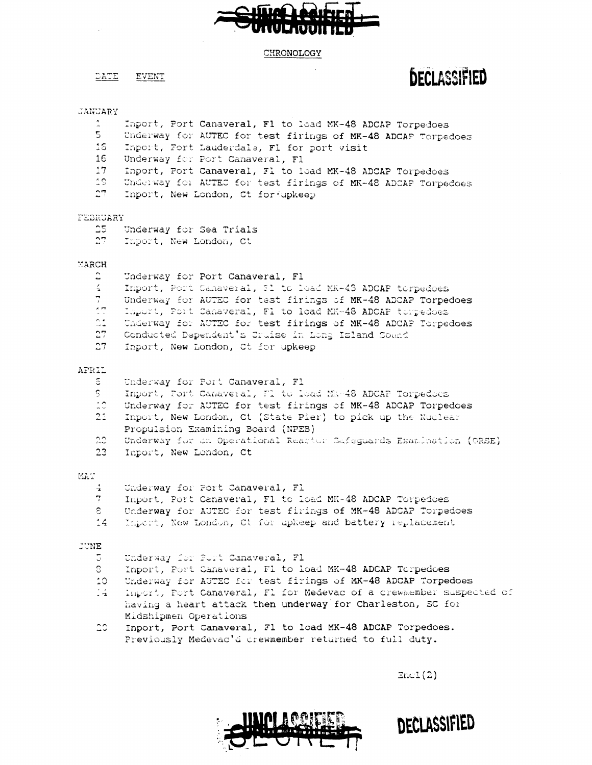UNCLASSIFIED

## CHRONOLOGY

DECLASSIFIED

| DATE | EVENT |
|---|---|
| **JANUARY** | |
| 1 | Inport, Port Canaveral, Fl to load MK-48 ADCAP Torpedoes |
| 5 | Underway for AUTEC for test firings of MK-48 ADCAP Torpedoes |
| 15 | Inport, Fort Lauderdale, Fl for port visit |
| 16 | Underway for Port Canaveral, Fl |
| 17 | Inport, Port Canaveral, Fl to load MK-48 ADCAP Torpedoes |
| 19 | Underway for AUTEC for test firings of MK-48 ADCAP Torpedoes |
| 27 | Inport, New London, Ct for upkeep |
| **FEBRUARY** | |
| 25 | Underway for Sea Trials |
| 27 | Inport, New London, Ct |
| **MARCH** | |
| 2 | Underway for Port Canaveral, Fl |
| 4 | Inport, Port Canaveral, Fl to load MK-48 ADCAP torpedoes |
| 7 | Underway for AUTEC for test firings of MK-48 ADCAP Torpedoes |
| 17 | Inport, Port Canaveral, Fl to load MK-48 ADCAP torpedoes |
| 21 | Underway for AUTEC for test firings of MK-48 ADCAP Torpedoes |
| 27 | Conducted Dependent's Cruise in Long Island Sound |
| 27 | Inport, New London, Ct for upkeep |
| **APRIL** | |
| 6 | Underway for Port Canaveral, Fl |
| 9 | Inport, Port Canaveral, Fl to load MK-48 ADCAP Torpedoes |
| 10 | Underway for AUTEC for test firings of MK-48 ADCAP Torpedoes |
| 21 | Inport, New London, Ct (State Pier) to pick up the Nuclear Propulsion Examining Board (NPEB) |
| 22 | Underway for an Operational Reactor Safeguards Examination (ORSE) |
| 23 | Inport, New London, Ct |
| **MAY** | |
| 4 | Underway for Port Canaveral, Fl |
| 7 | Inport, Port Canaveral, Fl to load MK-48 ADCAP Torpedoes |
| 8 | Underway for AUTEC for test firings of MK-48 ADCAP Torpedoes |
| 14 | Inport, New London, Ct for upkeep and battery replacement |
| **JUNE** | |
| 5 | Underway for Port Canaveral, Fl |
| 8 | Inport, Port Canaveral, Fl to load MK-48 ADCAP Torpedoes |
| 10 | Underway for AUTEC for test firings of MK-48 ADCAP Torpedoes |
| 14 | Inport, Port Canaveral, Fl for Medevac of a crewmember suspected of having a heart attack then underway for Charleston, SC for Midshipmen Operations |
| 20 | Inport, Port Canaveral, Fl to load MK-48 ADCAP Torpedoes. Previously Medevac'd crewmember returned to full duty. |

Encl(2)

UNCLASSIFIED

DECLASSIFIED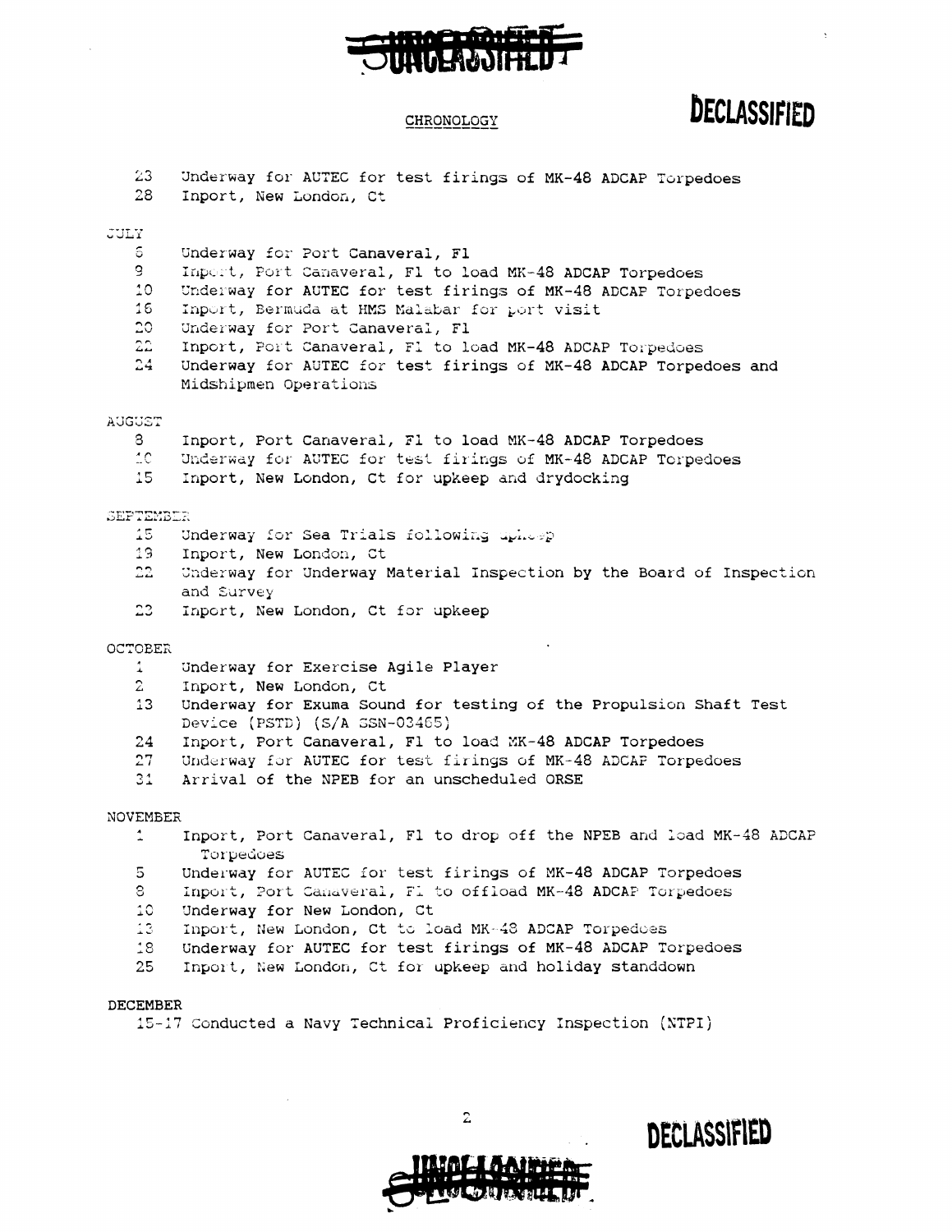UNCLASSIFIED

## CHRONOLOGY

DECLASSIFIED

23 Underway for AUTEC for test firings of MK-48 ADCAP Torpedoes
28 Inport, New London, Ct

JULY

6 Underway for Port Canaveral, Fl
9 Inport, Port Canaveral, Fl to load MK-48 ADCAP Torpedoes
10 Underway for AUTEC for test firings of MK-48 ADCAP Torpedoes
16 Inport, Bermuda at HMS Malabar for port visit
20 Underway for Port Canaveral, Fl
22 Inport, Port Canaveral, Fl to load MK-48 ADCAP Torpedoes
24 Underway for AUTEC for test firings of MK-48 ADCAP Torpedoes and Midshipmen Operations

AUGUST

8 Inport, Port Canaveral, Fl to load MK-48 ADCAP Torpedoes
10 Underway for AUTEC for test firings of MK-48 ADCAP Torpedoes
15 Inport, New London, Ct for upkeep and drydocking

SEPTEMBER

15 Underway for Sea Trials following upkeep
19 Inport, New London, Ct
22 Underway for Underway Material Inspection by the Board of Inspection and Survey
23 Inport, New London, Ct for upkeep

OCTOBER

1 Underway for Exercise Agile Player
2 Inport, New London, Ct
13 Underway for Exuma Sound for testing of the Propulsion Shaft Test Device (PSTD) (S/A SSN-03465)
24 Inport, Port Canaveral, Fl to load MK-48 ADCAP Torpedoes
27 Underway for AUTEC for test firings of MK-48 ADCAP Torpedoes
31 Arrival of the NPEB for an unscheduled ORSE

NOVEMBER

1 Inport, Port Canaveral, Fl to drop off the NPEB and load MK-48 ADCAP Torpedoes
5 Underway for AUTEC for test firings of MK-48 ADCAP Torpedoes
8 Inport, Port Canaveral, Fl to offload MK-48 ADCAP Torpedoes
10 Underway for New London, Ct
13 Inport, New London, Ct to load MK-48 ADCAP Torpedoes
18 Underway for AUTEC for test firings of MK-48 ADCAP Torpedoes
25 Inport, New London, Ct for upkeep and holiday standdown

DECEMBER

15-17 Conducted a Navy Technical Proficiency Inspection (NTPI)

DECLASSIFIED

UNCLASSIFIED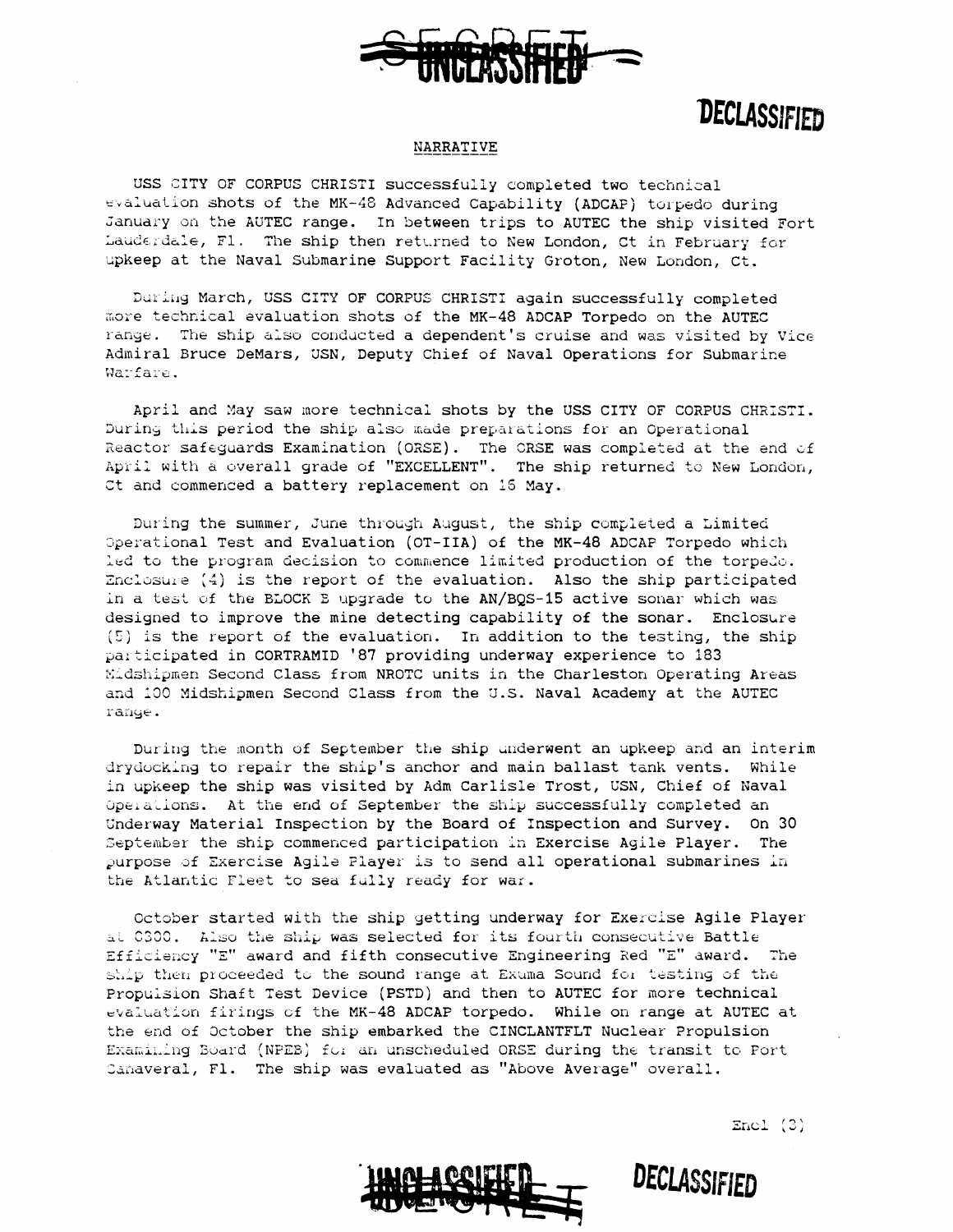SECRET UNCLASSIFIED

DECLASSIFIED

## NARRATIVE

USS CITY OF CORPUS CHRISTI successfully completed two technical evaluation shots of the MK-48 Advanced Capability (ADCAP) torpedo during January on the AUTEC range. In between trips to AUTEC the ship visited Fort Lauderdale, Fl. The ship then returned to New London, Ct in February for upkeep at the Naval Submarine Support Facility Groton, New London, Ct.

During March, USS CITY OF CORPUS CHRISTI again successfully completed more technical evaluation shots of the MK-48 ADCAP Torpedo on the AUTEC range. The ship also conducted a dependent's cruise and was visited by Vice Admiral Bruce DeMars, USN, Deputy Chief of Naval Operations for Submarine Warfare.

April and May saw more technical shots by the USS CITY OF CORPUS CHRISTI. During this period the ship also made preparations for an Operational Reactor safeguards Examination (ORSE). The ORSE was completed at the end of April with a overall grade of "EXCELLENT". The ship returned to New London, Ct and commenced a battery replacement on 16 May.

During the summer, June through August, the ship completed a Limited Operational Test and Evaluation (OT-IIA) of the MK-48 ADCAP Torpedo which led to the program decision to commence limited production of the torpedo. Enclosure (4) is the report of the evaluation. Also the ship participated in a test of the BLOCK B upgrade to the AN/BQS-15 active sonar which was designed to improve the mine detecting capability of the sonar. Enclosure (5) is the report of the evaluation. In addition to the testing, the ship participated in CORTRAMID '87 providing underway experience to 183 Midshipmen Second Class from NROTC units in the Charleston Operating Areas and 100 Midshipmen Second Class from the U.S. Naval Academy at the AUTEC range.

During the month of September the ship underwent an upkeep and an interim drydocking to repair the ship's anchor and main ballast tank vents. While in upkeep the ship was visited by Adm Carlisle Trost, USN, Chief of Naval Operations. At the end of September the ship successfully completed an Underway Material Inspection by the Board of Inspection and Survey. On 30 September the ship commenced participation in Exercise Agile Player. The purpose of Exercise Agile Player is to send all operational submarines in the Atlantic Fleet to sea fully ready for war.

October started with the ship getting underway for Exercise Agile Player at 0300. Also the ship was selected for its fourth consecutive Battle Efficiency "E" award and fifth consecutive Engineering Red "E" award. The ship then proceeded to the sound range at Exuma Sound for testing of the Propulsion Shaft Test Device (PSTD) and then to AUTEC for more technical evaluation firings of the MK-48 ADCAP torpedo. While on range at AUTEC at the end of October the ship embarked the CINCLANTFLT Nuclear Propulsion Examining Board (NPEB) for an unscheduled ORSE during the transit to Port Canaveral, Fl. The ship was evaluated as "Above Average" overall.

Encl (3)

UNCLASSIFIED SECRET DECLASSIFIED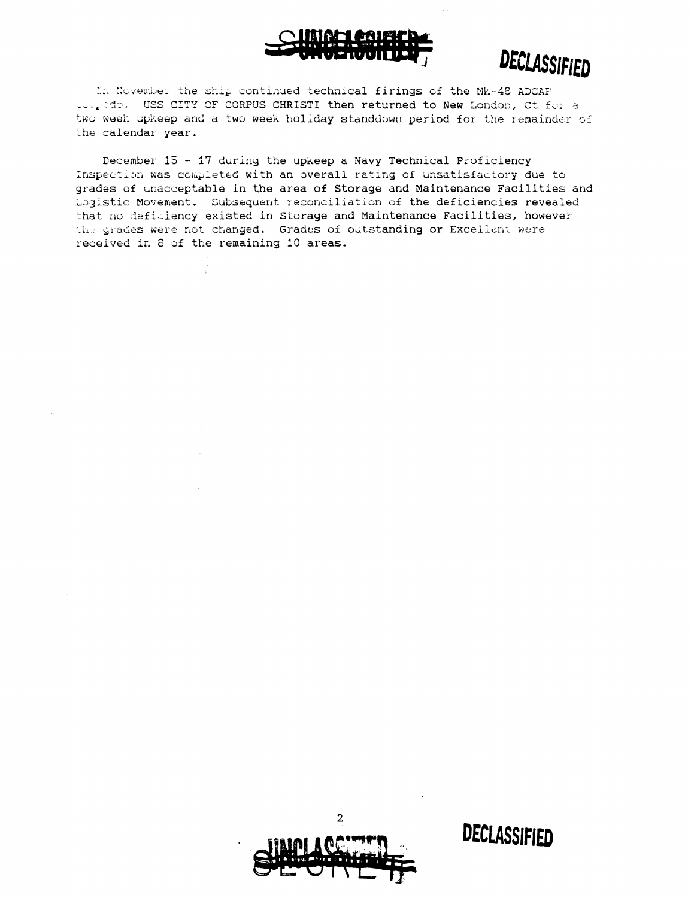In November the ship continued technical firings of the Mk-48 ADCAP torpedo. USS CITY OF CORPUS CHRISTI then returned to New London, Ct for a two week upkeep and a two week holiday standdown period for the remainder of the calendar year.

December 15 - 17 during the upkeep a Navy Technical Proficiency Inspection was completed with an overall rating of unsatisfactory due to grades of unacceptable in the area of Storage and Maintenance Facilities and Logistic Movement. Subsequent reconciliation of the deficiencies revealed that no deficiency existed in Storage and Maintenance Facilities, however the grades were not changed. Grades of outstanding or Excellent were received in 8 of the remaining 10 areas.